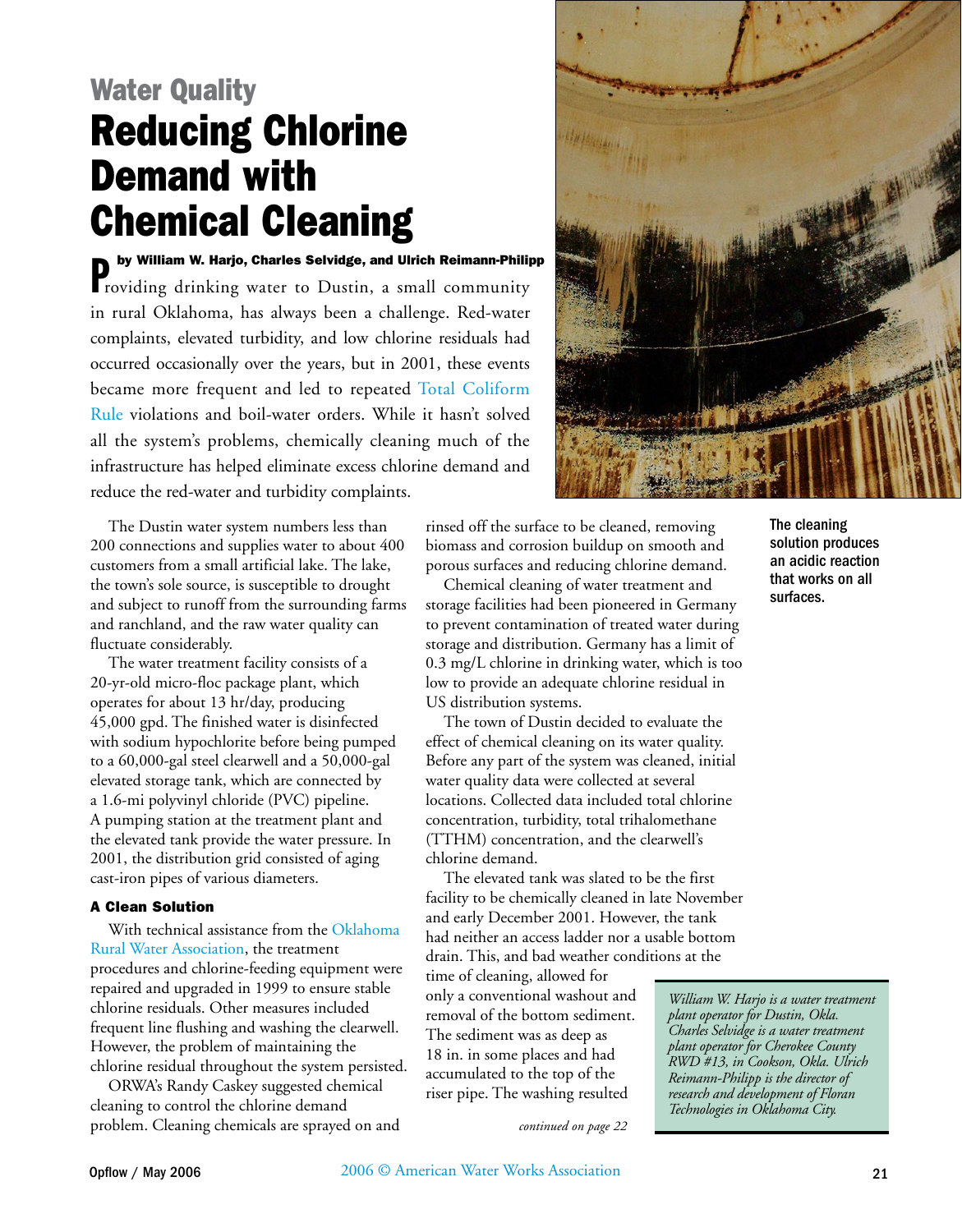Water Quality

# Reducing Chlorine Demand with Chemical Cleaning

**by William W. Harjo, Charles Selvidge, and Ulrich Reimann-Philipp**

Providing drinking water to Dustin, a small community in rural Oklahoma, has always been a challenge. Red-water complaints, elevated turbidity, and low chlorine residuals had occurred occasionally over the years, but in 2001, these events became more frequent and led to repeated Total Coliform Rule violations and boil-water orders. While it hasn't solved all the system's problems, chemically cleaning much of the infrastructure has helped eliminate excess chlorine demand and reduce the red-water and turbidity complaints.

The cleaning solution produces an acidic reaction that works on all surfaces.

The Dustin water system numbers less than 200 connections and supplies water to about 400 customers from a small artificial lake. The lake, the town's sole source, is susceptible to drought and subject to runoff from the surrounding farms and ranchland, and the raw water quality can fluctuate considerably.

The water treatment facility consists of a 20-yr-old micro-floc package plant, which operates for about 13 hr/day, producing 45,000 gpd. The finished water is disinfected with sodium hypochlorite before being pumped to a 60,000-gal steel clearwell and a 50,000-gal elevated storage tank, which are connected by a 1.6-mi polyvinyl chloride (PVC) pipeline. A pumping station at the treatment plant and the elevated tank provide the water pressure. In 2001, the distribution grid consisted of aging cast-iron pipes of various diameters.

#### A Clean Solution

With technical assistance from the Oklahoma Rural Water Association, the treatment procedures and chlorine-feeding equipment were repaired and upgraded in 1999 to ensure stable chlorine residuals. Other measures included frequent line flushing and washing the clearwell. However, the problem of maintaining the chlorine residual throughout the system persisted.

ORWA's Randy Caskey suggested chemical cleaning to control the chlorine demand problem. Cleaning chemicals are sprayed on and rinsed off the surface to be cleaned, removing biomass and corrosion buildup on smooth and porous surfaces and reducing chlorine demand.

Chemical cleaning of water treatment and storage facilities had been pioneered in Germany to prevent contamination of treated water during storage and distribution. Germany has a limit of 0.3 mg/L chlorine in drinking water, which is too low to provide an adequate chlorine residual in US distribution systems.

The town of Dustin decided to evaluate the effect of chemical cleaning on its water quality. Before any part of the system was cleaned, initial water quality data were collected at several locations. Collected data included total chlorine concentration, turbidity, total trihalomethane (TTHM) concentration, and the clearwell's chlorine demand.

The elevated tank was slated to be the first facility to be chemically cleaned in late November and early December 2001. However, the tank had neither an access ladder nor a usable bottom drain. This, and bad weather conditions at the time of cleaning, allowed for only a conventional washout and removal of the bottom sediment. The sediment was as deep as 18 in. in some places and had accumulated to the top of the riser pipe. The washing resulted

*continued on page 22*

*William W. Harjo is a water treatment plant operator for Dustin, Okla. Charles Selvidge is a water treatment plant operator for Cherokee County RWD #13, in Cookson, Okla. Ulrich Reimann-Philipp is the director of research and development of Floran Technologies in Oklahoma City.*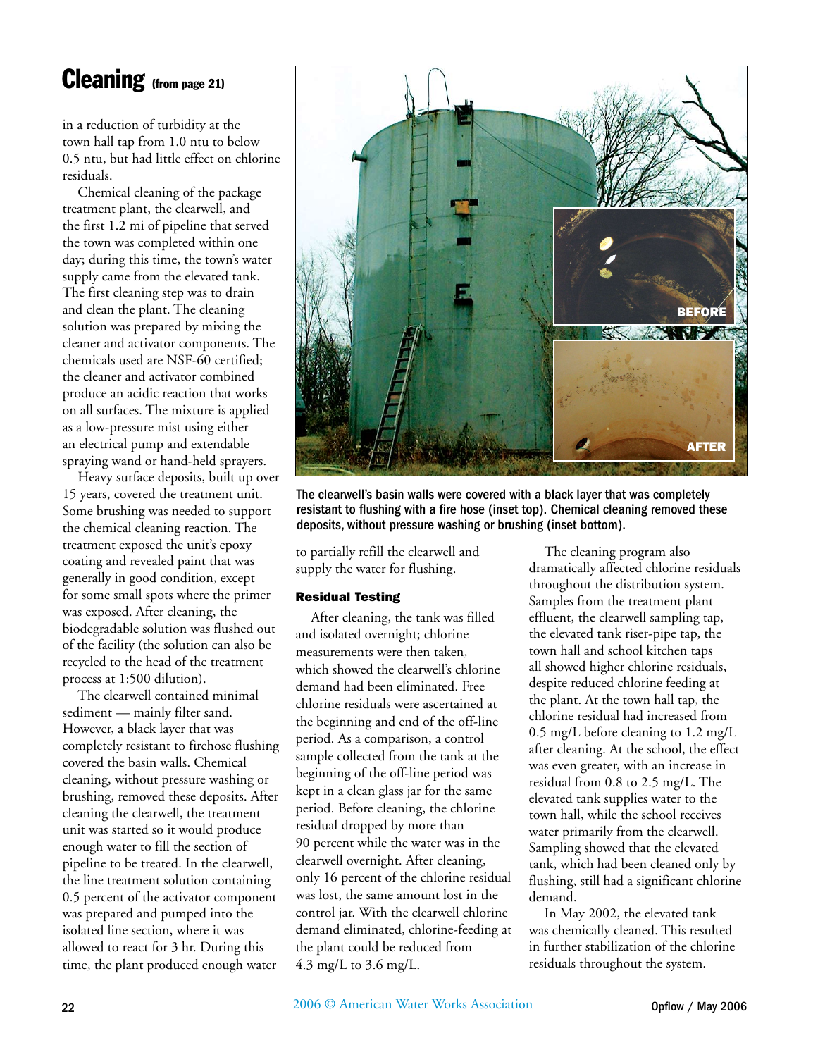# Cleaning (from page 21)

in a reduction of turbidity at the town hall tap from 1.0 ntu to below 0.5 ntu, but had little effect on chlorine residuals.

Chemical cleaning of the package treatment plant, the clearwell, and the first 1.2 mi of pipeline that served the town was completed within one day; during this time, the town's water supply came from the elevated tank. The first cleaning step was to drain and clean the plant. The cleaning solution was prepared by mixing the cleaner and activator components. The chemicals used are NSF-60 certified; the cleaner and activator combined produce an acidic reaction that works on all surfaces. The mixture is applied as a low-pressure mist using either an electrical pump and extendable spraying wand or hand-held sprayers.

Heavy surface deposits, built up over 15 years, covered the treatment unit. Some brushing was needed to support the chemical cleaning reaction. The treatment exposed the unit's epoxy coating and revealed paint that was generally in good condition, except for some small spots where the primer was exposed. After cleaning, the biodegradable solution was flushed out of the facility (the solution can also be recycled to the head of the treatment process at 1:500 dilution).

The clearwell contained minimal sediment — mainly filter sand. However, a black layer that was completely resistant to firehose flushing covered the basin walls. Chemical cleaning, without pressure washing or brushing, removed these deposits. After cleaning the clearwell, the treatment unit was started so it would produce enough water to fill the section of pipeline to be treated. In the clearwell, the line treatment solution containing 0.5 percent of the activator component was prepared and pumped into the isolated line section, where it was allowed to react for 3 hr. During this time, the plant produced enough water to partially refill the clearwell and supply the water for flushing.

The clearwell's basin walls were covered with a black layer that was completely resistant to flushing with a fire hose (inset top). Chemical cleaning removed these deposits, without pressure washing or brushing (inset bottom).

### Residual Testing

After cleaning, the tank was filled and isolated overnight; chlorine measurements were then taken, which showed the clearwell's chlorine demand had been eliminated. Free chlorine residuals were ascertained at the beginning and end of the off-line period. As a comparison, a control sample collected from the tank at the beginning of the off-line period was kept in a clean glass jar for the same period. Before cleaning, the chlorine residual dropped by more than 90 percent while the water was in the clearwell overnight. After cleaning, only 16 percent of the chlorine residual was lost, the same amount lost in the control jar. With the clearwell chlorine demand eliminated, chlorine-feeding at the plant could be reduced from 4.3 mg/L to 3.6 mg/L.

The cleaning program also dramatically affected chlorine residuals throughout the distribution system. Samples from the treatment plant effluent, the clearwell sampling tap, the elevated tank riser-pipe tap, the town hall and school kitchen taps all showed higher chlorine residuals, despite reduced chlorine feeding at the plant. At the town hall tap, the chlorine residual had increased from 0.5 mg/L before cleaning to 1.2 mg/L after cleaning. At the school, the effect was even greater, with an increase in residual from 0.8 to 2.5 mg/L. The elevated tank supplies water to the town hall, while the school receives water primarily from the clearwell. Sampling showed that the elevated tank, which had been cleaned only by flushing, still had a significant chlorine demand.

In May 2002, the elevated tank was chemically cleaned. This resulted in further stabilization of the chlorine residuals throughout the system.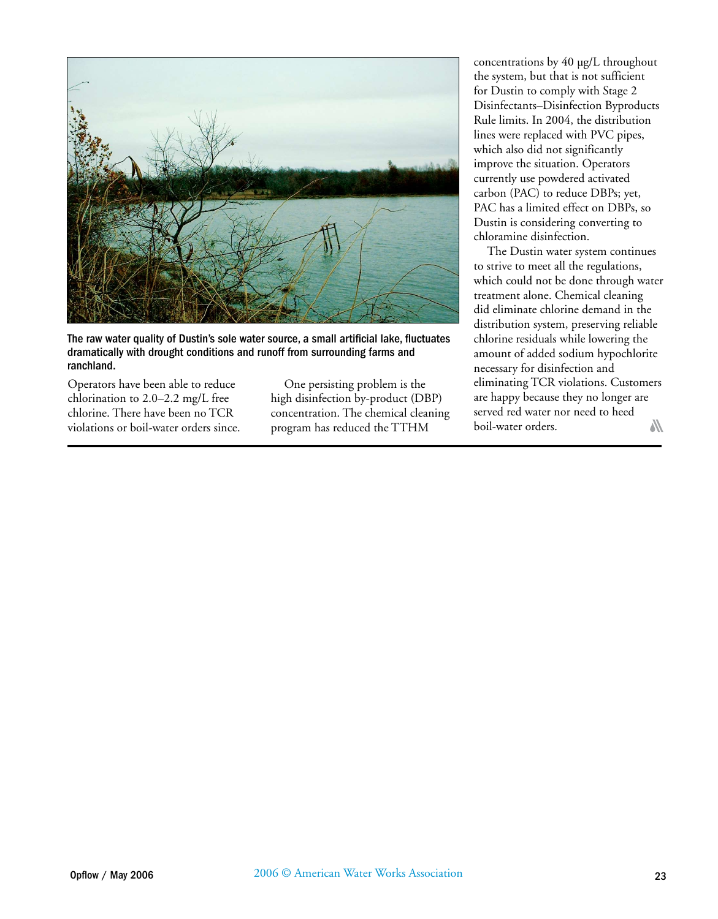The raw water quality of Dustin's sole water source, a small artificial lake, fluctuates dramatically with drought conditions and runoff from surrounding farms and ranchland.

Operators have been able to reduce chlorination to 2.0–2.2 mg/L free chlorine. There have been no TCR violations or boil-water orders since.

One persisting problem is the high disinfection by-product (DBP) concentration. The chemical cleaning program has reduced the TTHM concentrations by 40 µg/L throughout the system, but that is not sufficient for Dustin to comply with Stage 2 Disinfectants–Disinfection Byproducts Rule limits. In 2004, the distribution lines were replaced with PVC pipes, which also did not significantly improve the situation. Operators currently use powdered activated carbon (PAC) to reduce DBPs; yet, PAC has a limited effect on DBPs, so Dustin is considering converting to chloramine disinfection.

The Dustin water system continues to strive to meet all the regulations, which could not be done through water treatment alone. Chemical cleaning did eliminate chlorine demand in the distribution system, preserving reliable chlorine residuals while lowering the amount of added sodium hypochlorite necessary for disinfection and eliminating TCR violations. Customers are happy because they no longer are served red water nor need to heed boil-water orders.